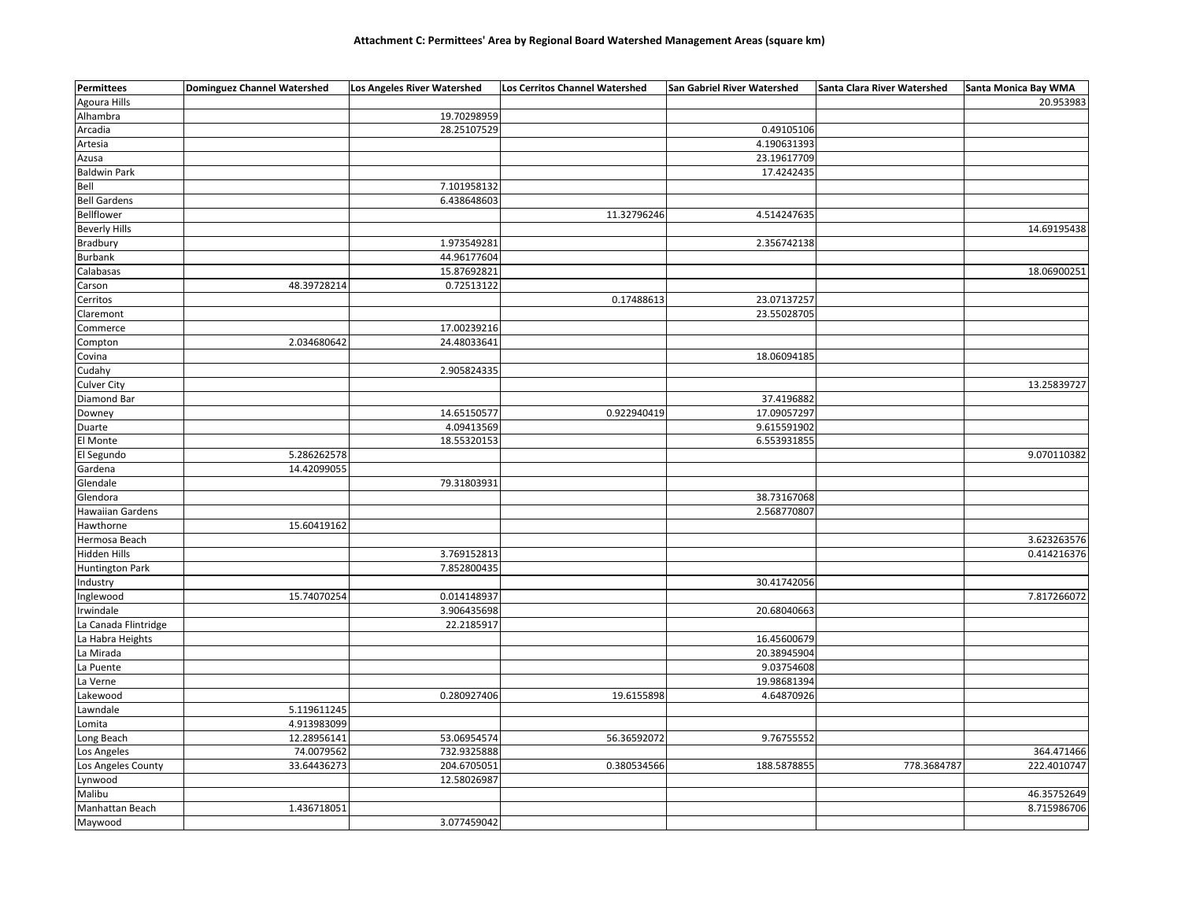**Attachment C: Permittees' Area by Regional Board Watershed Management Areas (square km)**

| Permittees | Dominguez Channel Watershed | Los Angeles River Watershed | Los Cerritos Channel Watershed | San Gabriel River Watershed | Santa Clara River Watershed | Santa Monica Bay WMA |
|---|---|---|---|---|---|---|
| Agoura Hills | | | | | | 20.953983 |
| Alhambra | | 19.70298959 | | | | |
| Arcadia | | 28.25107529 | | 0.49105106 | | |
| Artesia | | | | 4.190631393 | | |
| Azusa | | | | 23.19617709 | | |
| Baldwin Park | | | | 17.4242435 | | |
| Bell | | 7.101958132 | | | | |
| Bell Gardens | | 6.438648603 | | | | |
| Bellflower | | | 11.32796246 | 4.514247635 | | |
| Beverly Hills | | | | | | 14.69195438 |
| Bradbury | | 1.973549281 | | 2.356742138 | | |
| Burbank | | 44.96177604 | | | | |
| Calabasas | | 15.87692821 | | | | 18.06900251 |
| Carson | 48.39728214 | 0.72513122 | | | | |
| Cerritos | | | 0.17488613 | 23.07137257 | | |
| Claremont | | | | 23.55028705 | | |
| Commerce | | 17.00239216 | | | | |
| Compton | 2.034680642 | 24.48033641 | | | | |
| Covina | | | | 18.06094185 | | |
| Cudahy | | 2.905824335 | | | | |
| Culver City | | | | | | 13.25839727 |
| Diamond Bar | | | | 37.4196882 | | |
| Downey | | 14.65150577 | 0.922940419 | 17.09057297 | | |
| Duarte | | 4.09413569 | | 9.615591902 | | |
| El Monte | | 18.55320153 | | 6.553931855 | | |
| El Segundo | 5.286262578 | | | | | 9.070110382 |
| Gardena | 14.42099055 | | | | | |
| Glendale | | 79.31803931 | | | | |
| Glendora | | | | 38.73167068 | | |
| Hawaiian Gardens | | | | 2.568770807 | | |
| Hawthorne | 15.60419162 | | | | | |
| Hermosa Beach | | | | | | 3.623263576 |
| Hidden Hills | | 3.769152813 | | | | 0.414216376 |
| Huntington Park | | 7.852800435 | | | | |
| Industry | | | | 30.41742056 | | |
| Inglewood | 15.74070254 | 0.014148937 | | | | 7.817266072 |
| Irwindale | | 3.906435698 | | 20.68040663 | | |
| La Canada Flintridge | | 22.2185917 | | | | |
| La Habra Heights | | | | 16.45600679 | | |
| La Mirada | | | | 20.38945904 | | |
| La Puente | | | | 9.03754608 | | |
| La Verne | | | | 19.98681394 | | |
| Lakewood | | 0.280927406 | 19.6155898 | 4.64870926 | | |
| Lawndale | 5.119611245 | | | | | |
| Lomita | 4.913983099 | | | | | |
| Long Beach | 12.28956141 | 53.06954574 | 56.36592072 | 9.76755552 | | |
| Los Angeles | 74.0079562 | 732.9325888 | | | | 364.471466 |
| Los Angeles County | 33.64436273 | 204.6705051 | 0.380534566 | 188.5878855 | 778.3684787 | 222.4010747 |
| Lynwood | | 12.58026987 | | | | |
| Malibu | | | | | | 46.35752649 |
| Manhattan Beach | 1.436718051 | | | | | 8.715986706 |
| Maywood | | 3.077459042 | | | | |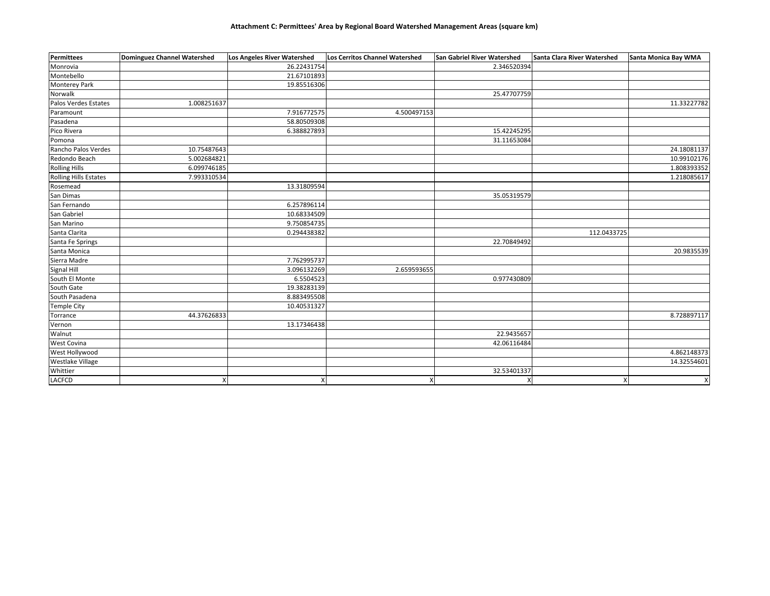**Attachment C: Permittees' Area by Regional Board Watershed Management Areas (square km)**

| Permittees | Dominguez Channel Watershed | Los Angeles River Watershed | Los Cerritos Channel Watershed | San Gabriel River Watershed | Santa Clara River Watershed | Santa Monica Bay WMA |
|---|---|---|---|---|---|---|
| Monrovia | | 26.22431754 | | 2.346520394 | | |
| Montebello | | 21.67101893 | | | | |
| Monterey Park | | 19.85516306 | | | | |
| Norwalk | | | | 25.47707759 | | |
| Palos Verdes Estates | 1.008251637 | | | | | 11.33227782 |
| Paramount | | 7.916772575 | 4.500497153 | | | |
| Pasadena | | 58.80509308 | | | | |
| Pico Rivera | | 6.388827893 | | 15.42245295 | | |
| Pomona | | | | 31.11653084 | | |
| Rancho Palos Verdes | 10.75487643 | | | | | 24.18081137 |
| Redondo Beach | 5.002684821 | | | | | 10.99102176 |
| Rolling Hills | 6.099746185 | | | | | 1.808393352 |
| Rolling Hills Estates | 7.993310534 | | | | | 1.218085617 |
| Rosemead | | 13.31809594 | | | | |
| San Dimas | | | | 35.05319579 | | |
| San Fernando | | 6.257896114 | | | | |
| San Gabriel | | 10.68334509 | | | | |
| San Marino | | 9.750854735 | | | | |
| Santa Clarita | | 0.294438382 | | | 112.0433725 | |
| Santa Fe Springs | | | | 22.70849492 | | |
| Santa Monica | | | | | | 20.9835539 |
| Sierra Madre | | 7.762995737 | | | | |
| Signal Hill | | 3.096132269 | 2.659593655 | | | |
| South El Monte | | 6.5504523 | | 0.977430809 | | |
| South Gate | | 19.38283139 | | | | |
| South Pasadena | | 8.883495508 | | | | |
| Temple City | | 10.40531327 | | | | |
| Torrance | 44.37626833 | | | | | 8.728897117 |
| Vernon | | 13.17346438 | | | | |
| Walnut | | | | 22.9435657 | | |
| West Covina | | | | 42.06116484 | | |
| West Hollywood | | | | | | 4.862148373 |
| Westlake Village | | | | | | 14.32554601 |
| Whittier | | | | 32.53401337 | | |
| LACFCD | X | X | X | X | X | X |